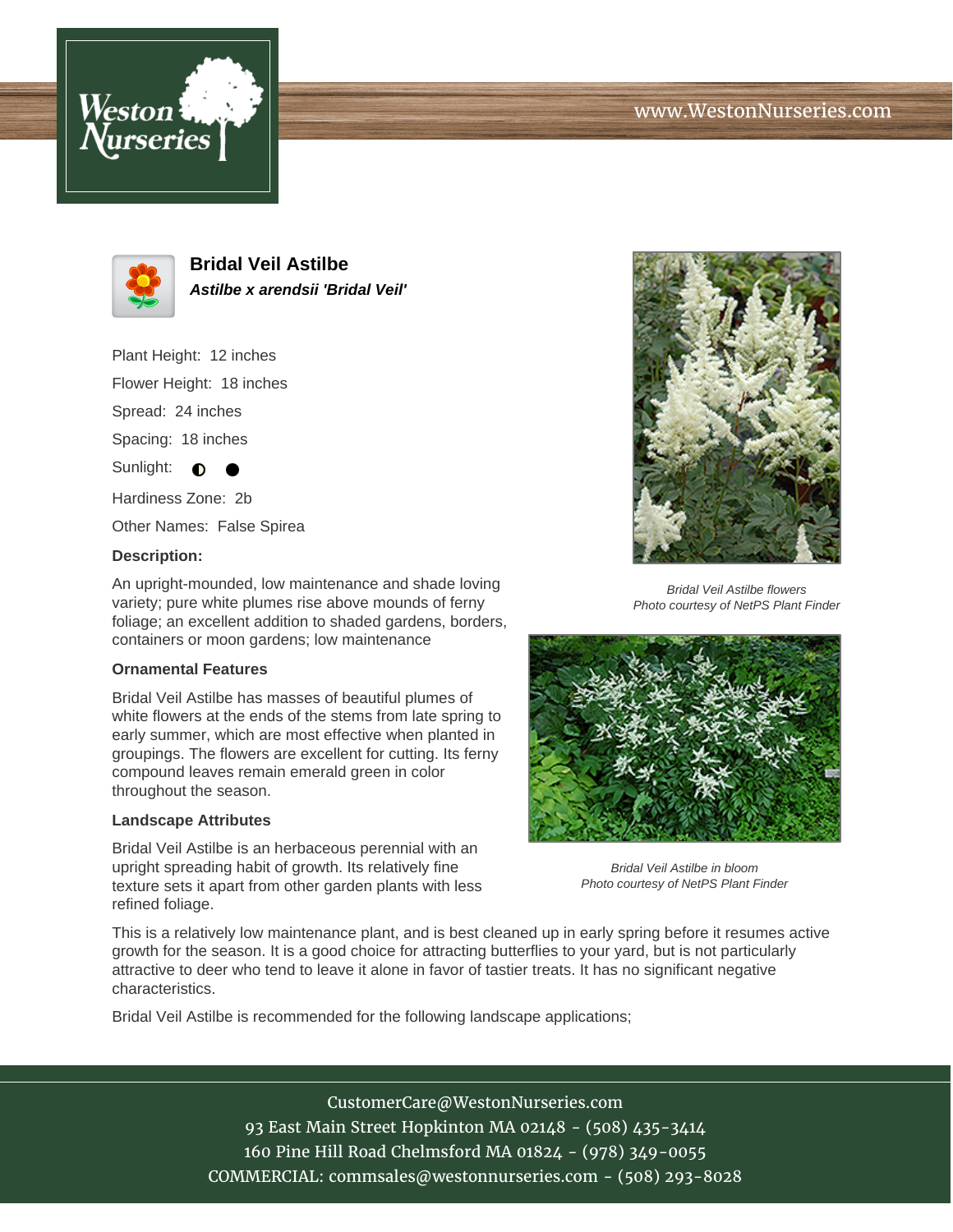# Bridal Veil Astilbe

***Astilbe x arendsii 'Bridal Veil'***

Plant Height: 12 inches

Flower Height: 18 inches

Spread: 24 inches

Spacing: 18 inches

Sunlight: ◐ ●

Hardiness Zone: 2b

Other Names: False Spirea

**Description:**

An upright-mounded, low maintenance and shade loving variety; pure white plumes rise above mounds of ferny foliage; an excellent addition to shaded gardens, borders, containers or moon gardens; low maintenance

### Ornamental Features

Bridal Veil Astilbe has masses of beautiful plumes of white flowers at the ends of the stems from late spring to early summer, which are most effective when planted in groupings. The flowers are excellent for cutting. Its ferny compound leaves remain emerald green in color throughout the season.

### Landscape Attributes

Bridal Veil Astilbe is an herbaceous perennial with an upright spreading habit of growth. Its relatively fine texture sets it apart from other garden plants with less refined foliage.

This is a relatively low maintenance plant, and is best cleaned up in early spring before it resumes active growth for the season. It is a good choice for attracting butterflies to your yard, but is not particularly attractive to deer who tend to leave it alone in favor of tastier treats. It has no significant negative characteristics.

Bridal Veil Astilbe is recommended for the following landscape applications;

*Bridal Veil Astilbe flowers*
*Photo courtesy of NetPS Plant Finder*

*Bridal Veil Astilbe in bloom*
*Photo courtesy of NetPS Plant Finder*

CustomerCare@WestonNurseries.com
93 East Main Street Hopkinton MA 02148 - (508) 435-3414
160 Pine Hill Road Chelmsford MA 01824 - (978) 349-0055
COMMERCIAL: commsales@westonnurseries.com - (508) 293-8028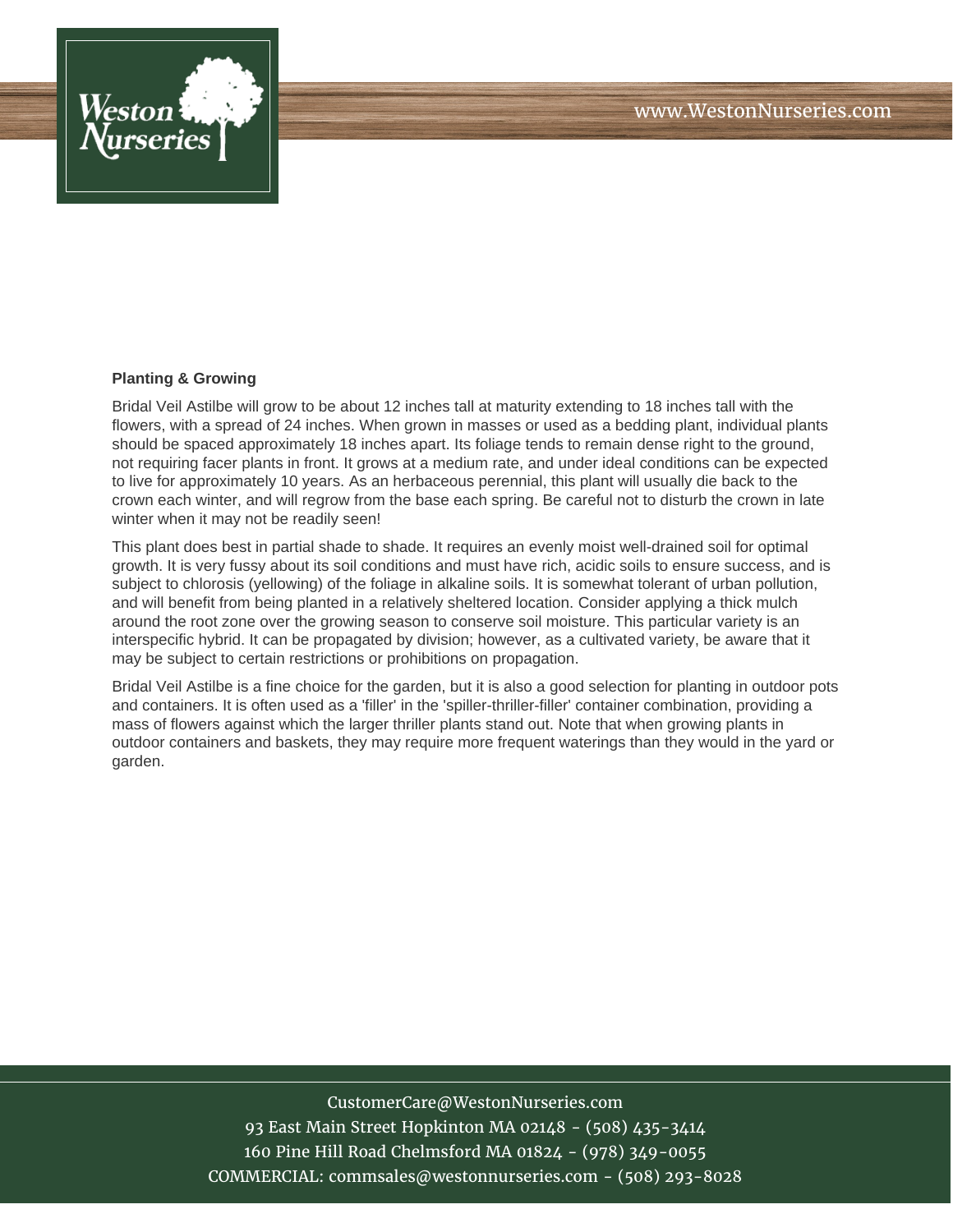**Planting & Growing**

Bridal Veil Astilbe will grow to be about 12 inches tall at maturity extending to 18 inches tall with the flowers, with a spread of 24 inches. When grown in masses or used as a bedding plant, individual plants should be spaced approximately 18 inches apart. Its foliage tends to remain dense right to the ground, not requiring facer plants in front. It grows at a medium rate, and under ideal conditions can be expected to live for approximately 10 years. As an herbaceous perennial, this plant will usually die back to the crown each winter, and will regrow from the base each spring. Be careful not to disturb the crown in late winter when it may not be readily seen!

This plant does best in partial shade to shade. It requires an evenly moist well-drained soil for optimal growth. It is very fussy about its soil conditions and must have rich, acidic soils to ensure success, and is subject to chlorosis (yellowing) of the foliage in alkaline soils. It is somewhat tolerant of urban pollution, and will benefit from being planted in a relatively sheltered location. Consider applying a thick mulch around the root zone over the growing season to conserve soil moisture. This particular variety is an interspecific hybrid. It can be propagated by division; however, as a cultivated variety, be aware that it may be subject to certain restrictions or prohibitions on propagation.

Bridal Veil Astilbe is a fine choice for the garden, but it is also a good selection for planting in outdoor pots and containers. It is often used as a 'filler' in the 'spiller-thriller-filler' container combination, providing a mass of flowers against which the larger thriller plants stand out. Note that when growing plants in outdoor containers and baskets, they may require more frequent waterings than they would in the yard or garden.